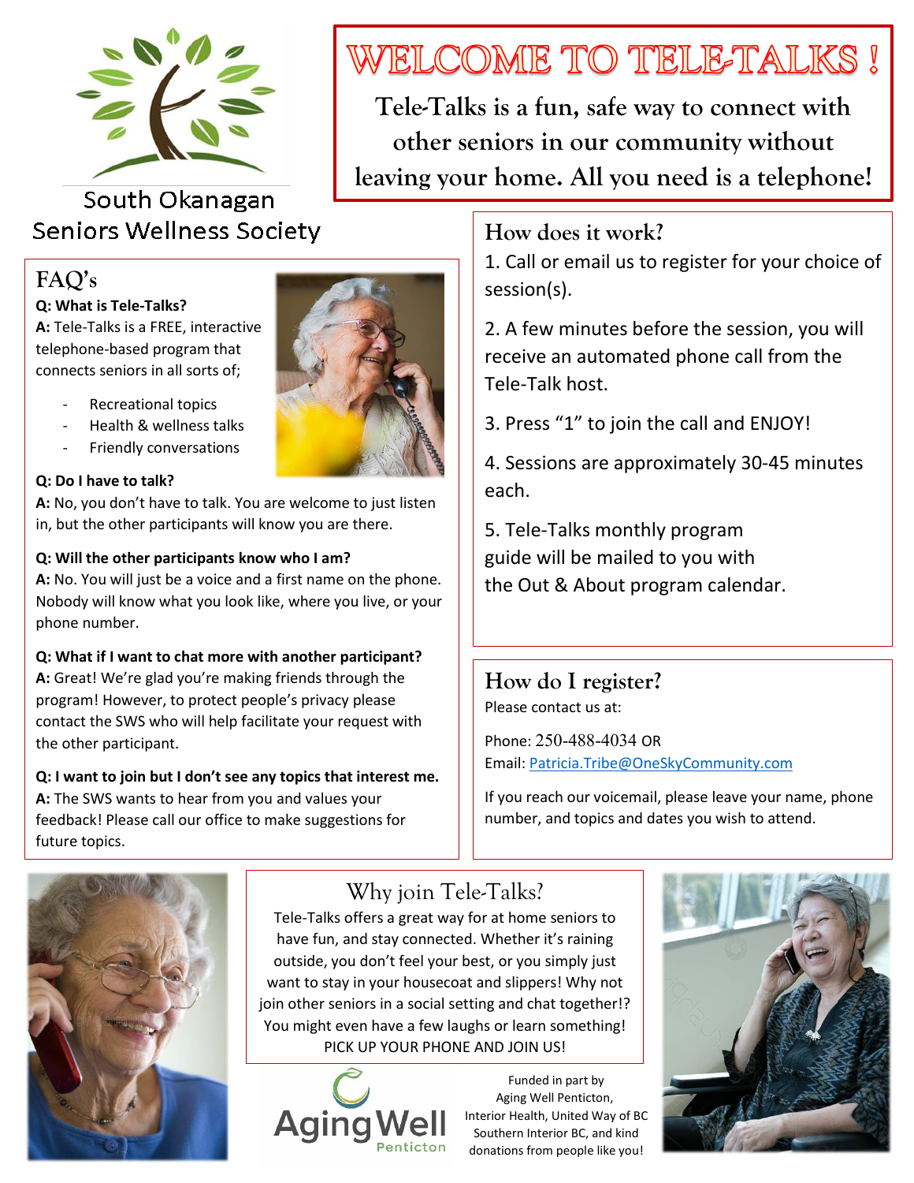South Okanagan Seniors Wellness Society

# WELCOME TO TELE-TALKS !

**Tele-Talks is a fun, safe way to connect with other seniors in our community without leaving your home. All you need is a telephone!**

## FAQ's

**Q: What is Tele-Talks?**
**A:** Tele-Talks is a FREE, interactive telephone-based program that connects seniors in all sorts of;

- Recreational topics
- Health & wellness talks
- Friendly conversations

**Q: Do I have to talk?**
**A:** No, you don't have to talk. You are welcome to just listen in, but the other participants will know you are there.

**Q: Will the other participants know who I am?**
**A:** No. You will just be a voice and a first name on the phone. Nobody will know what you look like, where you live, or your phone number.

**Q: What if I want to chat more with another participant?**
**A:** Great! We're glad you're making friends through the program! However, to protect people's privacy please contact the SWS who will help facilitate your request with the other participant.

**Q: I want to join but I don't see any topics that interest me.**
**A:** The SWS wants to hear from you and values your feedback! Please call our office to make suggestions for future topics.

## How does it work?

1. Call or email us to register for your choice of session(s).
2. A few minutes before the session, you will receive an automated phone call from the Tele-Talk host.
3. Press "1" to join the call and ENJOY!
4. Sessions are approximately 30-45 minutes each.
5. Tele-Talks monthly program guide will be mailed to you with the Out & About program calendar.

## How do I register?

Please contact us at:

Phone: 250-488-4034 OR
Email: Patricia.Tribe@OneSkyCommunity.com

If you reach our voicemail, please leave your name, phone number, and topics and dates you wish to attend.

## Why join Tele-Talks?

Tele-Talks offers a great way for at home seniors to have fun, and stay connected. Whether it's raining outside, you don't feel your best, or you simply just want to stay in your housecoat and slippers! Why not join other seniors in a social setting and chat together!? You might even have a few laughs or learn something! PICK UP YOUR PHONE AND JOIN US!

Aging Well Penticton

Funded in part by Aging Well Penticton, Interior Health, United Way of BC Southern Interior BC, and kind donations from people like you!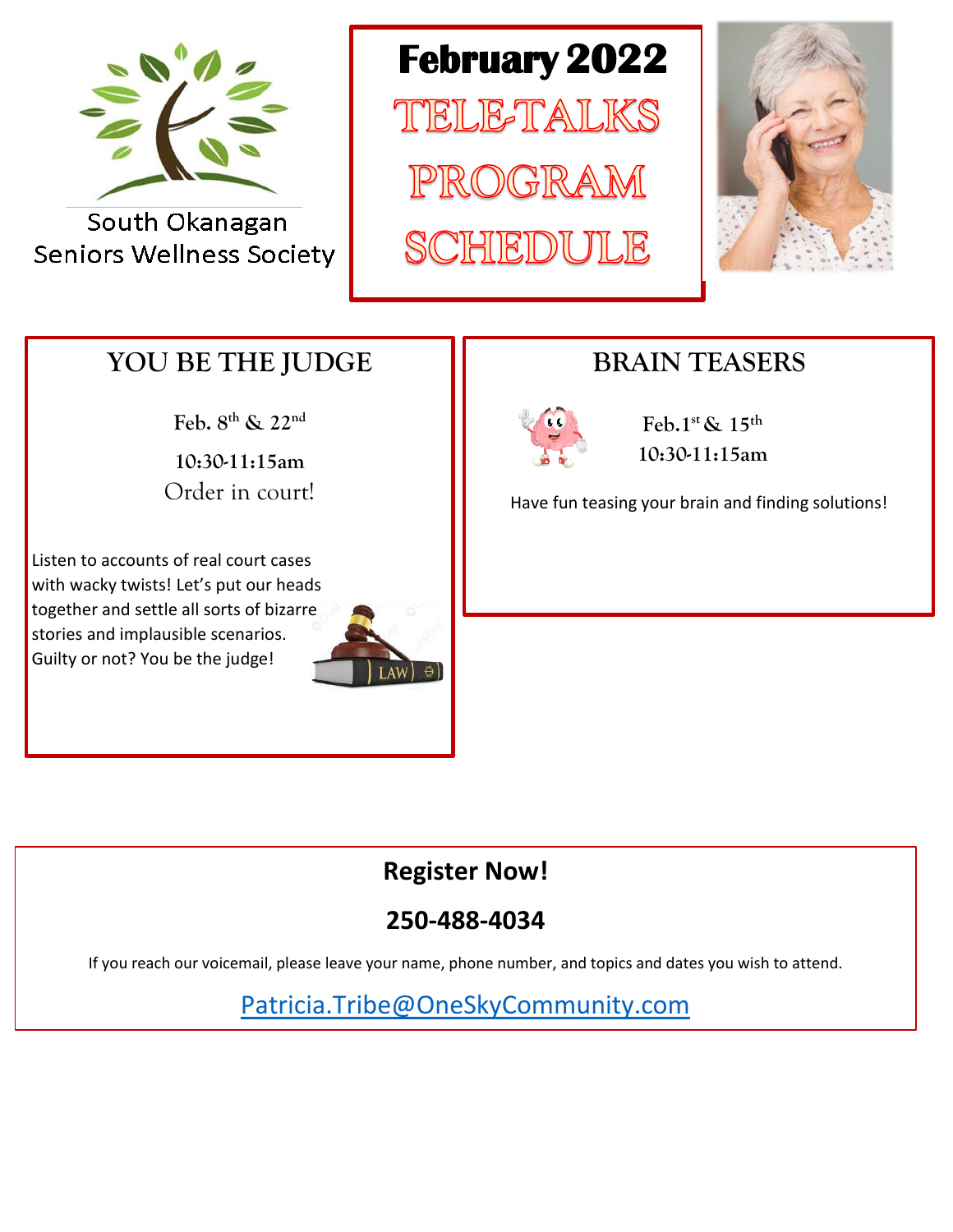South Okanagan Seniors Wellness Society

# February 2022 TELE-TALKS PROGRAM SCHEDULE

## YOU BE THE JUDGE

Feb. 8th & 22nd

10:30-11:15am

Order in court!

Listen to accounts of real court cases with wacky twists! Let's put our heads together and settle all sorts of bizarre stories and implausible scenarios. Guilty or not? You be the judge!

## BRAIN TEASERS

Feb.1st & 15th

10:30-11:15am

Have fun teasing your brain and finding solutions!

## Register Now!

## 250-488-4034

If you reach our voicemail, please leave your name, phone number, and topics and dates you wish to attend.

Patricia.Tribe@OneSkyCommunity.com